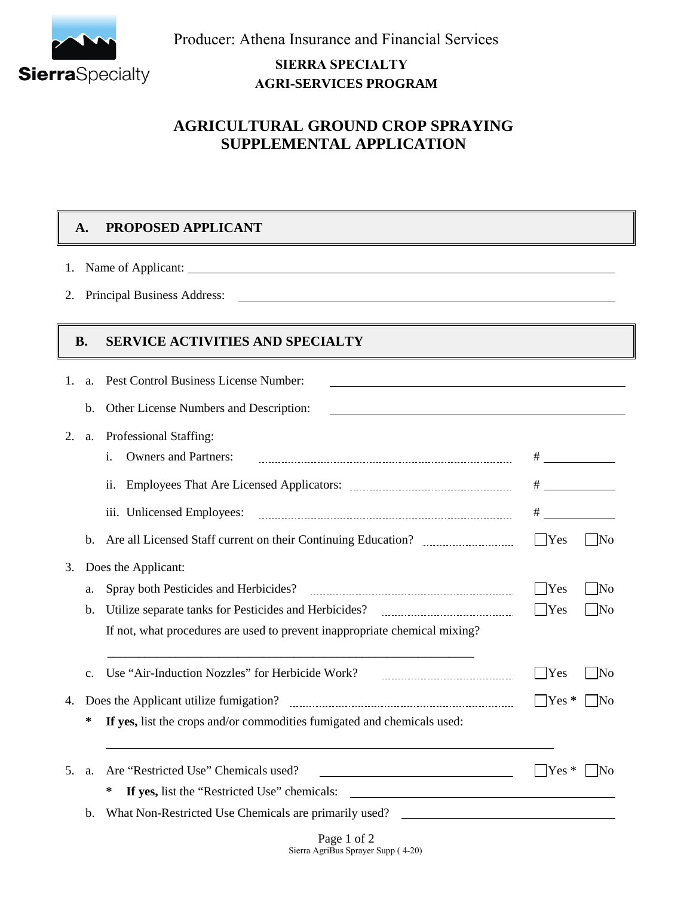Producer: Athena Insurance and Financial Services

**SIERRA SPECIALTY**
**AGRI-SERVICES PROGRAM**

# AGRICULTURAL GROUND CROP SPRAYING SUPPLEMENTAL APPLICATION

## A. PROPOSED APPLICANT

1. Name of Applicant: ______________________________

2. Principal Business Address: ______________________________

## B. SERVICE ACTIVITIES AND SPECIALTY

1. a. Pest Control Business License Number: ______________________________

   b. Other License Numbers and Description: ______________________________

2. a. Professional Staffing:

      i. Owners and Partners: ............ # ________

      ii. Employees That Are Licensed Applicators: ............ # ________

      iii. Unlicensed Employees: ............ # ________

   b. Are all Licensed Staff current on their Continuing Education? ............ ☐ Yes ☐ No

3. Does the Applicant:

   a. Spray both Pesticides and Herbicides? ............ ☐ Yes ☐ No

   b. Utilize separate tanks for Pesticides and Herbicides? ............ ☐ Yes ☐ No

      If not, what procedures are used to prevent inappropriate chemical mixing?

      ______________________________

   c. Use "Air-Induction Nozzles" for Herbicide Work? ............ ☐ Yes ☐ No

4. Does the Applicant utilize fumigation? ............ ☐ Yes * ☐ No

   \* **If yes,** list the crops and/or commodities fumigated and chemicals used:

   ______________________________

5. a. Are "Restricted Use" Chemicals used? ______________ ☐ Yes * ☐ No

      \* **If yes,** list the "Restricted Use" chemicals: ______________________________

   b. What Non-Restricted Use Chemicals are primarily used? ______________________________

Sierra AgriBus Sprayer Supp ( 4-20)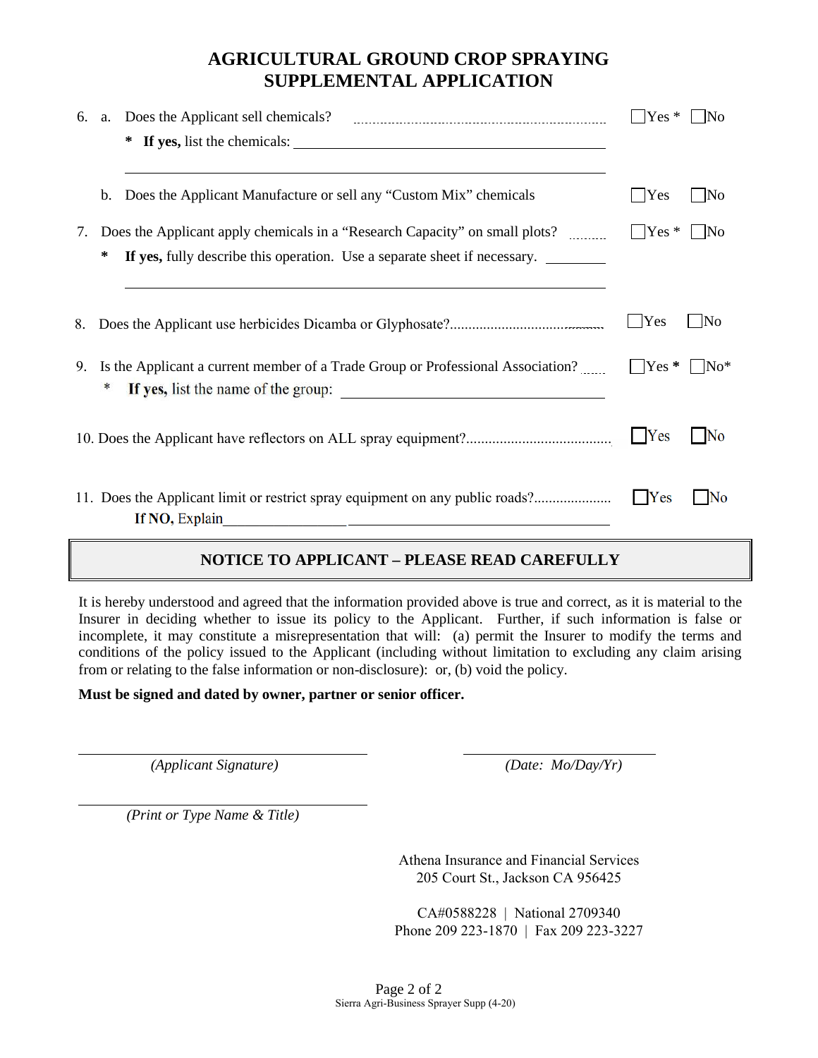# AGRICULTURAL GROUND CROP SPRAYING SUPPLEMENTAL APPLICATION

6. a. Does the Applicant sell chemicals? ☐Yes * ☐No

   * **If yes,** list the chemicals: ____________________

   b. Does the Applicant Manufacture or sell any "Custom Mix" chemicals ☐Yes ☐No

7. Does the Applicant apply chemicals in a "Research Capacity" on small plots? ☐Yes * ☐No

   * **If yes,** fully describe this operation. Use a separate sheet if necessary. ____________________

8. Does the Applicant use herbicides Dicamba or Glyphosate? ☐Yes ☐No

9. Is the Applicant a current member of a Trade Group or Professional Association? ☐Yes * ☐No*

   * **If yes,** list the name of the group: ____________________

10. Does the Applicant have reflectors on ALL spray equipment? ☐Yes ☐No

11. Does the Applicant limit or restrict spray equipment on any public roads? ☐Yes ☐No

    **If NO,** Explain____________________

## NOTICE TO APPLICANT – PLEASE READ CAREFULLY

It is hereby understood and agreed that the information provided above is true and correct, as it is material to the Insurer in deciding whether to issue its policy to the Applicant. Further, if such information is false or incomplete, it may constitute a misrepresentation that will: (a) permit the Insurer to modify the terms and conditions of the policy issued to the Applicant (including without limitation to excluding any claim arising from or relating to the false information or non-disclosure): or, (b) void the policy.

**Must be signed and dated by owner, partner or senior officer.**

____________________ *(Applicant Signature)*

____________________ *(Date: Mo/Day/Yr)*

____________________ *(Print or Type Name & Title)*

Athena Insurance and Financial Services
205 Court St., Jackson CA 956425

CA#0588228 | National 2709340
Phone 209 223-1870 | Fax 209 223-3227

Sierra Agri-Business Sprayer Supp (4-20)